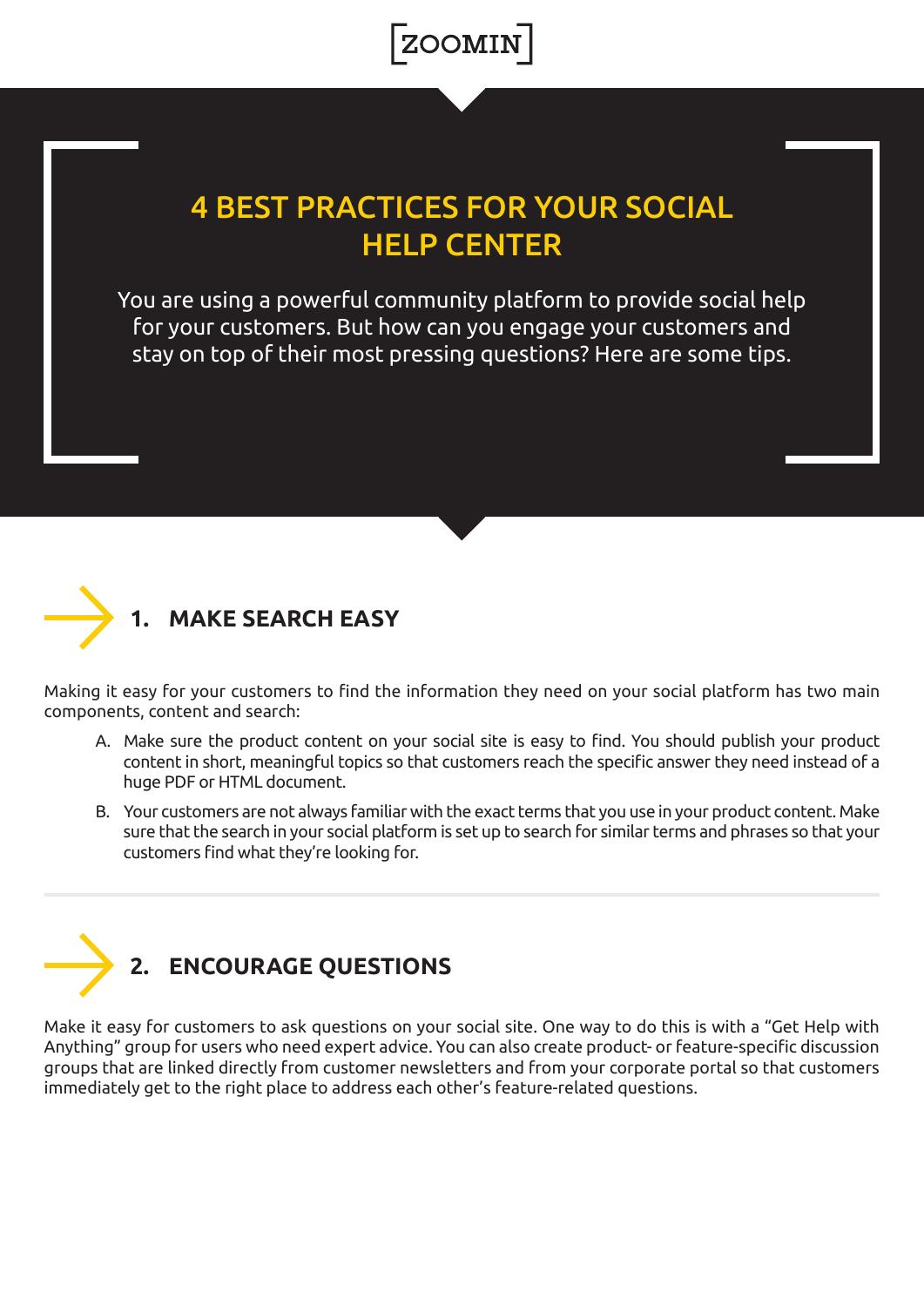ZOOMIN

# 4 BEST PRACTICES FOR YOUR SOCIAL HELP CENTER

You are using a powerful community platform to provide social help for your customers. But how can you engage your customers and stay on top of their most pressing questions? Here are some tips.

## 1. MAKE SEARCH EASY

Making it easy for your customers to find the information they need on your social platform has two main components, content and search:

A. Make sure the product content on your social site is easy to find. You should publish your product content in short, meaningful topics so that customers reach the specific answer they need instead of a huge PDF or HTML document.

B. Your customers are not always familiar with the exact terms that you use in your product content. Make sure that the search in your social platform is set up to search for similar terms and phrases so that your customers find what they're looking for.

---

## 2. ENCOURAGE QUESTIONS

Make it easy for customers to ask questions on your social site. One way to do this is with a "Get Help with Anything" group for users who need expert advice. You can also create product- or feature-specific discussion groups that are linked directly from customer newsletters and from your corporate portal so that customers immediately get to the right place to address each other's feature-related questions.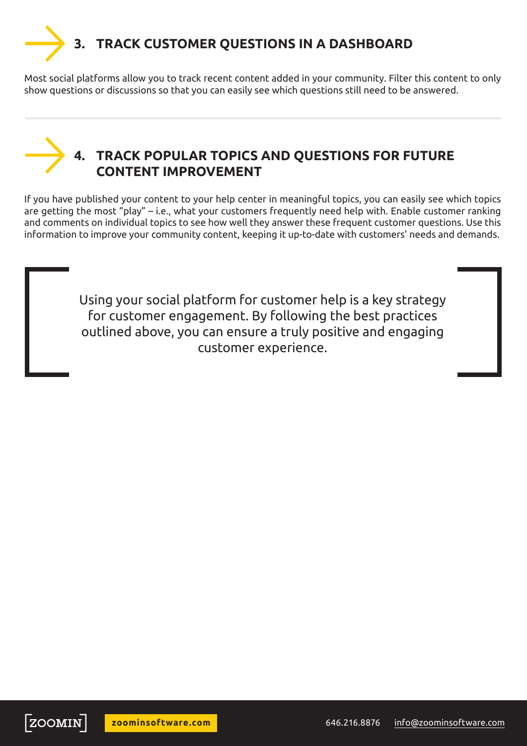## 3. TRACK CUSTOMER QUESTIONS IN A DASHBOARD

Most social platforms allow you to track recent content added in your community. Filter this content to only show questions or discussions so that you can easily see which questions still need to be answered.

## 4. TRACK POPULAR TOPICS AND QUESTIONS FOR FUTURE CONTENT IMPROVEMENT

If you have published your content to your help center in meaningful topics, you can easily see which topics are getting the most "play" – i.e., what your customers frequently need help with. Enable customer ranking and comments on individual topics to see how well they answer these frequent customer questions. Use this information to improve your community content, keeping it up-to-date with customers' needs and demands.

> Using your social platform for customer help is a key strategy for customer engagement. By following the best practices outlined above, you can ensure a truly positive and engaging customer experience.

ZOOMIN zoominsoftware.com 646.216.8876 info@zoominsoftware.com